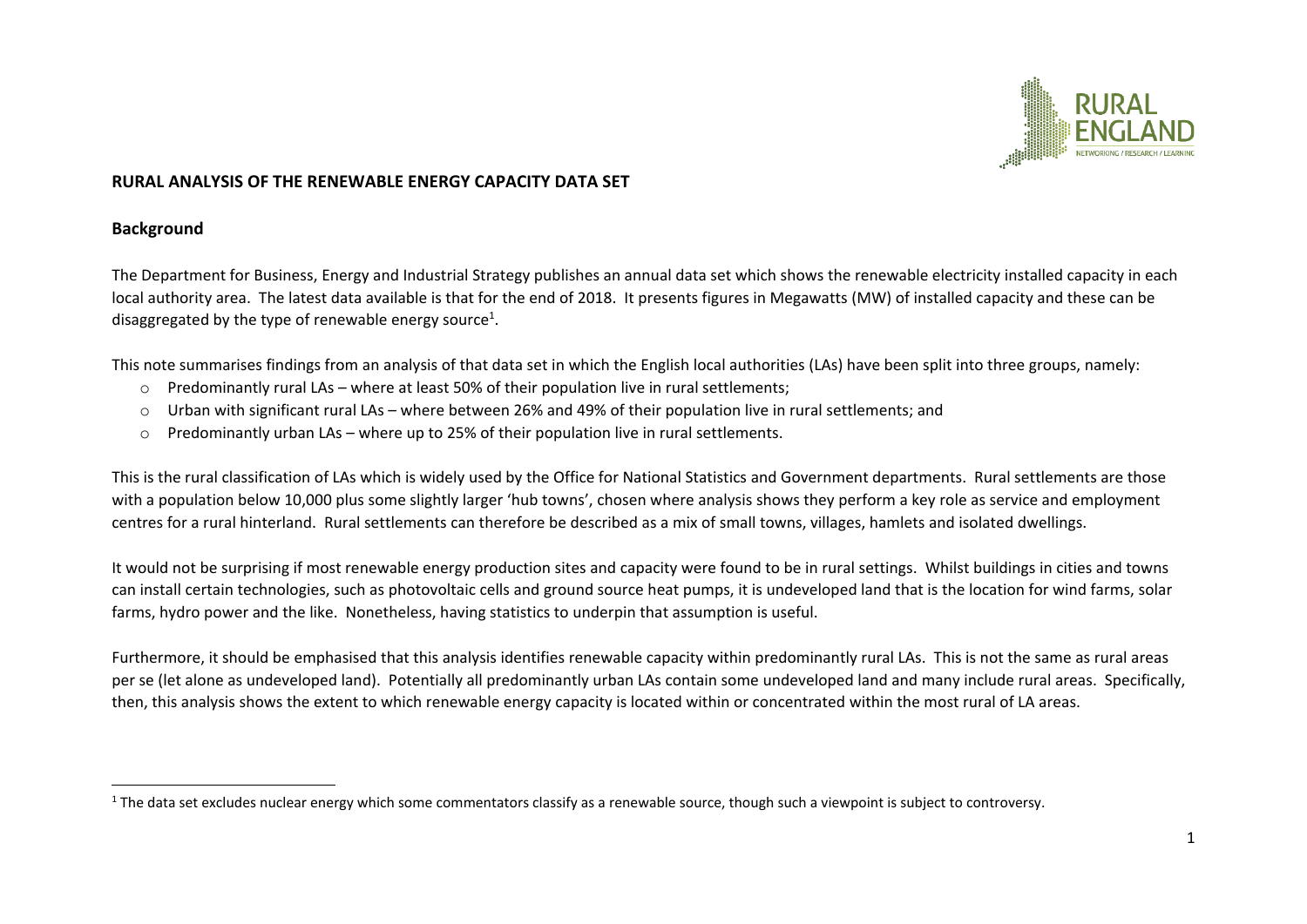# RURAL ANALYSIS OF THE RENEWABLE ENERGY CAPACITY DATA SET

## Background

The Department for Business, Energy and Industrial Strategy publishes an annual data set which shows the renewable electricity installed capacity in each local authority area. The latest data available is that for the end of 2018. It presents figures in Megawatts (MW) of installed capacity and these can be disaggregated by the type of renewable energy source[1].

This note summarises findings from an analysis of that data set in which the English local authorities (LAs) have been split into three groups, namely:

- Predominantly rural LAs – where at least 50% of their population live in rural settlements;
- Urban with significant rural LAs – where between 26% and 49% of their population live in rural settlements; and
- Predominantly urban LAs – where up to 25% of their population live in rural settlements.

This is the rural classification of LAs which is widely used by the Office for National Statistics and Government departments. Rural settlements are those with a population below 10,000 plus some slightly larger 'hub towns', chosen where analysis shows they perform a key role as service and employment centres for a rural hinterland. Rural settlements can therefore be described as a mix of small towns, villages, hamlets and isolated dwellings.

It would not be surprising if most renewable energy production sites and capacity were found to be in rural settings. Whilst buildings in cities and towns can install certain technologies, such as photovoltaic cells and ground source heat pumps, it is undeveloped land that is the location for wind farms, solar farms, hydro power and the like. Nonetheless, having statistics to underpin that assumption is useful.

Furthermore, it should be emphasised that this analysis identifies renewable capacity within predominantly rural LAs. This is not the same as rural areas per se (let alone as undeveloped land). Potentially all predominantly urban LAs contain some undeveloped land and many include rural areas. Specifically, then, this analysis shows the extent to which renewable energy capacity is located within or concentrated within the most rural of LA areas.

---

[1] The data set excludes nuclear energy which some commentators classify as a renewable source, though such a viewpoint is subject to controversy.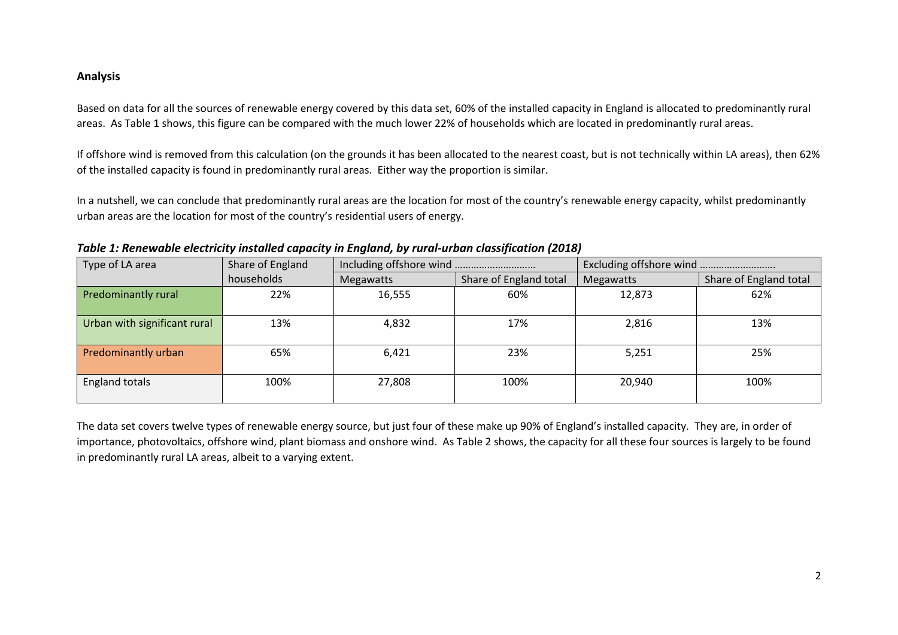## Analysis

Based on data for all the sources of renewable energy covered by this data set, 60% of the installed capacity in England is allocated to predominantly rural areas. As Table 1 shows, this figure can be compared with the much lower 22% of households which are located in predominantly rural areas.

If offshore wind is removed from this calculation (on the grounds it has been allocated to the nearest coast, but is not technically within LA areas), then 62% of the installed capacity is found in predominantly rural areas. Either way the proportion is similar.

In a nutshell, we can conclude that predominantly rural areas are the location for most of the country's renewable energy capacity, whilst predominantly urban areas are the location for most of the country's residential users of energy.

***Table 1: Renewable electricity installed capacity in England, by rural-urban classification (2018)***

| Type of LA area | Share of England households | Including offshore wind ……………………… | | Excluding offshore wind ………………………. | |
|---|---|---|---|---|---|
| | | Megawatts | Share of England total | Megawatts | Share of England total |
| Predominantly rural | 22% | 16,555 | 60% | 12,873 | 62% |
| Urban with significant rural | 13% | 4,832 | 17% | 2,816 | 13% |
| Predominantly urban | 65% | 6,421 | 23% | 5,251 | 25% |
| England totals | 100% | 27,808 | 100% | 20,940 | 100% |

The data set covers twelve types of renewable energy source, but just four of these make up 90% of England's installed capacity. They are, in order of importance, photovoltaics, offshore wind, plant biomass and onshore wind. As Table 2 shows, the capacity for all these four sources is largely to be found in predominantly rural LA areas, albeit to a varying extent.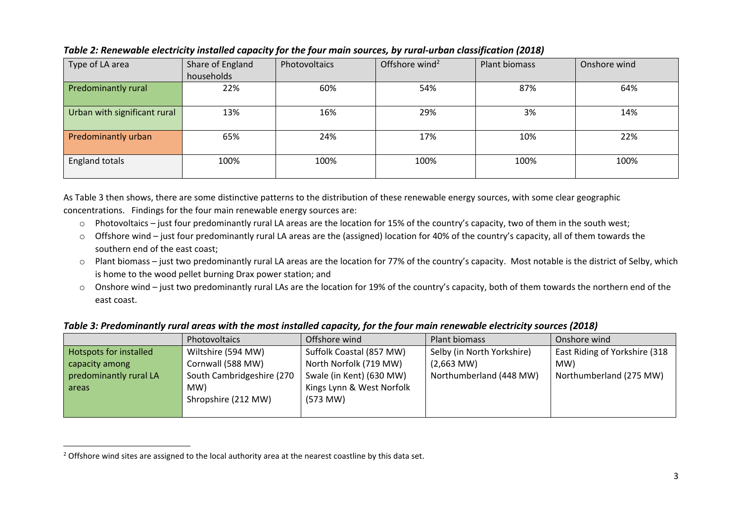***Table 2: Renewable electricity installed capacity for the four main sources, by rural-urban classification (2018)***

| Type of LA area | Share of England households | Photovoltaics | Offshore wind[2] | Plant biomass | Onshore wind |
|---|---|---|---|---|---|
| Predominantly rural | 22% | 60% | 54% | 87% | 64% |
| Urban with significant rural | 13% | 16% | 29% | 3% | 14% |
| Predominantly urban | 65% | 24% | 17% | 10% | 22% |
| England totals | 100% | 100% | 100% | 100% | 100% |

As Table 3 then shows, there are some distinctive patterns to the distribution of these renewable energy sources, with some clear geographic concentrations. Findings for the four main renewable energy sources are:

- Photovoltaics – just four predominantly rural LA areas are the location for 15% of the country's capacity, two of them in the south west;
- Offshore wind – just four predominantly rural LA areas are the (assigned) location for 40% of the country's capacity, all of them towards the southern end of the east coast;
- Plant biomass – just two predominantly rural LA areas are the location for 77% of the country's capacity. Most notable is the district of Selby, which is home to the wood pellet burning Drax power station; and
- Onshore wind – just two predominantly rural LAs are the location for 19% of the country's capacity, both of them towards the northern end of the east coast.

***Table 3: Predominantly rural areas with the most installed capacity, for the four main renewable electricity sources (2018)***

| | Photovoltaics | Offshore wind | Plant biomass | Onshore wind |
|---|---|---|---|---|
| Hotspots for installed capacity among predominantly rural LA areas | Wiltshire (594 MW)<br>Cornwall (588 MW)<br>South Cambridgeshire (270 MW)<br>Shropshire (212 MW) | Suffolk Coastal (857 MW)<br>North Norfolk (719 MW)<br>Swale (in Kent) (630 MW)<br>Kings Lynn & West Norfolk (573 MW) | Selby (in North Yorkshire) (2,663 MW)<br>Northumberland (448 MW) | East Riding of Yorkshire (318 MW)<br>Northumberland (275 MW) |

[2] Offshore wind sites are assigned to the local authority area at the nearest coastline by this data set.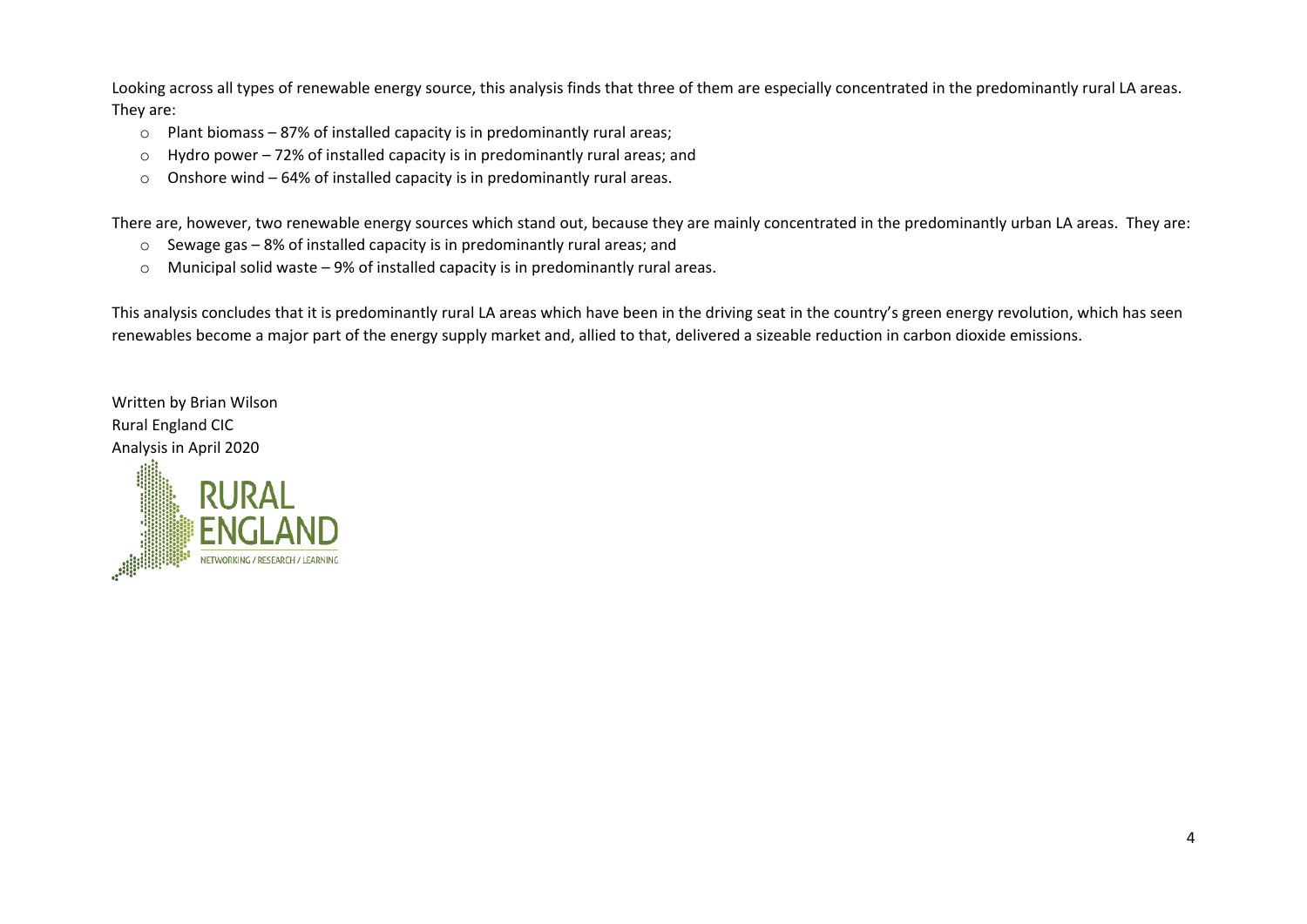Looking across all types of renewable energy source, this analysis finds that three of them are especially concentrated in the predominantly rural LA areas. They are:

- Plant biomass – 87% of installed capacity is in predominantly rural areas;
- Hydro power – 72% of installed capacity is in predominantly rural areas; and
- Onshore wind – 64% of installed capacity is in predominantly rural areas.

There are, however, two renewable energy sources which stand out, because they are mainly concentrated in the predominantly urban LA areas. They are:

- Sewage gas – 8% of installed capacity is in predominantly rural areas; and
- Municipal solid waste – 9% of installed capacity is in predominantly rural areas.

This analysis concludes that it is predominantly rural LA areas which have been in the driving seat in the country's green energy revolution, which has seen renewables become a major part of the energy supply market and, allied to that, delivered a sizeable reduction in carbon dioxide emissions.

Written by Brian Wilson
Rural England CIC
Analysis in April 2020

RURAL ENGLAND
NETWORKING / RESEARCH / LEARNING